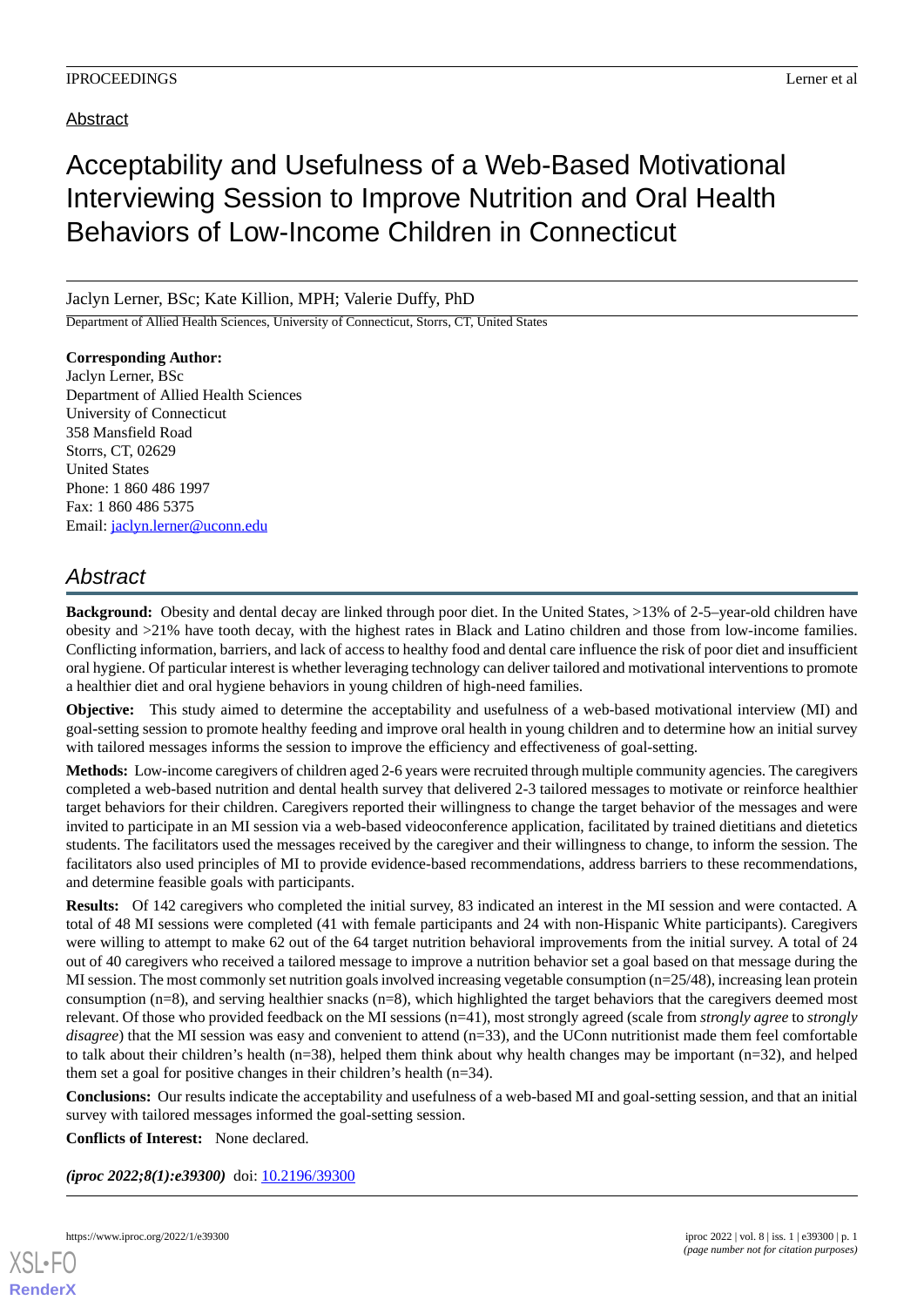Abstract

# Acceptability and Usefulness of a Web-Based Motivational Interviewing Session to Improve Nutrition and Oral Health Behaviors of Low-Income Children in Connecticut

Jaclyn Lerner, BSc; Kate Killion, MPH; Valerie Duffy, PhD

Department of Allied Health Sciences, University of Connecticut, Storrs, CT, United States

**Corresponding Author:**
Jaclyn Lerner, BSc
Department of Allied Health Sciences
University of Connecticut
358 Mansfield Road
Storrs, CT, 02629
United States
Phone: 1 860 486 1997
Fax: 1 860 486 5375
Email: jaclyn.lerner@uconn.edu

## *Abstract*

**Background:** Obesity and dental decay are linked through poor diet. In the United States, >13% of 2-5–year-old children have obesity and >21% have tooth decay, with the highest rates in Black and Latino children and those from low-income families. Conflicting information, barriers, and lack of access to healthy food and dental care influence the risk of poor diet and insufficient oral hygiene. Of particular interest is whether leveraging technology can deliver tailored and motivational interventions to promote a healthier diet and oral hygiene behaviors in young children of high-need families.

**Objective:** This study aimed to determine the acceptability and usefulness of a web-based motivational interview (MI) and goal-setting session to promote healthy feeding and improve oral health in young children and to determine how an initial survey with tailored messages informs the session to improve the efficiency and effectiveness of goal-setting.

**Methods:** Low-income caregivers of children aged 2-6 years were recruited through multiple community agencies. The caregivers completed a web-based nutrition and dental health survey that delivered 2-3 tailored messages to motivate or reinforce healthier target behaviors for their children. Caregivers reported their willingness to change the target behavior of the messages and were invited to participate in an MI session via a web-based videoconference application, facilitated by trained dietitians and dietetics students. The facilitators used the messages received by the caregiver and their willingness to change, to inform the session. The facilitators also used principles of MI to provide evidence-based recommendations, address barriers to these recommendations, and determine feasible goals with participants.

**Results:** Of 142 caregivers who completed the initial survey, 83 indicated an interest in the MI session and were contacted. A total of 48 MI sessions were completed (41 with female participants and 24 with non-Hispanic White participants). Caregivers were willing to attempt to make 62 out of the 64 target nutrition behavioral improvements from the initial survey. A total of 24 out of 40 caregivers who received a tailored message to improve a nutrition behavior set a goal based on that message during the MI session. The most commonly set nutrition goals involved increasing vegetable consumption (n=25/48), increasing lean protein consumption (n=8), and serving healthier snacks (n=8), which highlighted the target behaviors that the caregivers deemed most relevant. Of those who provided feedback on the MI sessions (n=41), most strongly agreed (scale from *strongly agree* to *strongly disagree*) that the MI session was easy and convenient to attend (n=33), and the UConn nutritionist made them feel comfortable to talk about their children's health (n=38), helped them think about why health changes may be important (n=32), and helped them set a goal for positive changes in their children's health (n=34).

**Conclusions:** Our results indicate the acceptability and usefulness of a web-based MI and goal-setting session, and that an initial survey with tailored messages informed the goal-setting session.

**Conflicts of Interest:** None declared.

***(iproc 2022;8(1):e39300)*** doi: 10.2196/39300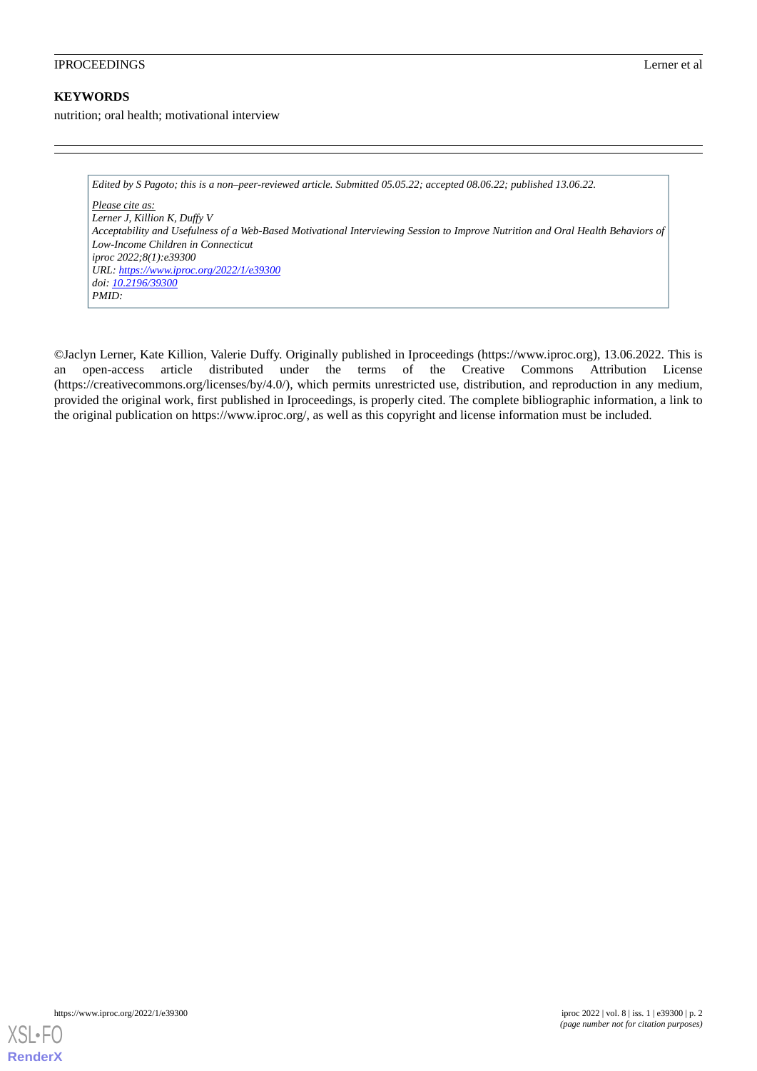## KEYWORDS

nutrition; oral health; motivational interview

*Edited by S Pagoto; this is a non–peer-reviewed article. Submitted 05.05.22; accepted 08.06.22; published 13.06.22.*

*Please cite as:*
*Lerner J, Killion K, Duffy V*
*Acceptability and Usefulness of a Web-Based Motivational Interviewing Session to Improve Nutrition and Oral Health Behaviors of Low-Income Children in Connecticut*
*iproc 2022;8(1):e39300*
*URL: https://www.iproc.org/2022/1/e39300*
*doi: 10.2196/39300*
*PMID:*

©Jaclyn Lerner, Kate Killion, Valerie Duffy. Originally published in Iproceedings (https://www.iproc.org), 13.06.2022. This is an open-access article distributed under the terms of the Creative Commons Attribution License (https://creativecommons.org/licenses/by/4.0/), which permits unrestricted use, distribution, and reproduction in any medium, provided the original work, first published in Iproceedings, is properly cited. The complete bibliographic information, a link to the original publication on https://www.iproc.org/, as well as this copyright and license information must be included.